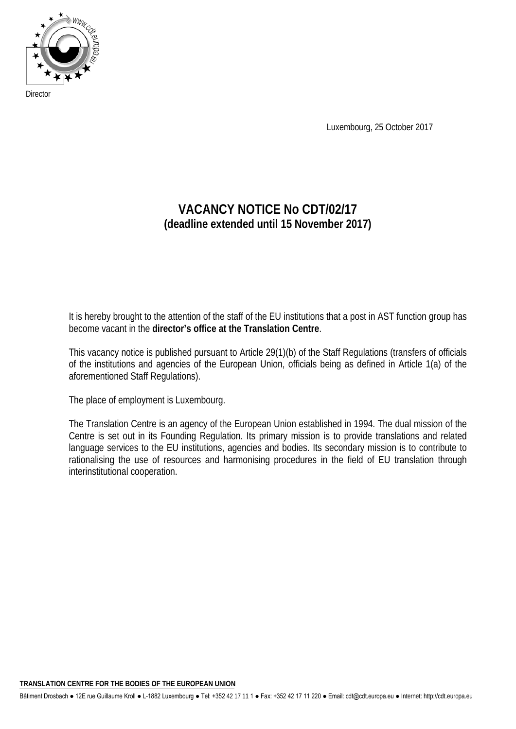Director

Luxembourg, 25 October 2017

# VACANCY NOTICE No CDT/02/17
## (deadline extended until 15 November 2017)

It is hereby brought to the attention of the staff of the EU institutions that a post in AST function group has become vacant in the **director's office at the Translation Centre**.

This vacancy notice is published pursuant to Article 29(1)(b) of the Staff Regulations (transfers of officials of the institutions and agencies of the European Union, officials being as defined in Article 1(a) of the aforementioned Staff Regulations).

The place of employment is Luxembourg.

The Translation Centre is an agency of the European Union established in 1994. The dual mission of the Centre is set out in its Founding Regulation. Its primary mission is to provide translations and related language services to the EU institutions, agencies and bodies. Its secondary mission is to contribute to rationalising the use of resources and harmonising procedures in the field of EU translation through interinstitutional cooperation.

**TRANSLATION CENTRE FOR THE BODIES OF THE EUROPEAN UNION**

Bâtiment Drosbach ● 12E rue Guillaume Kroll ● L-1882 Luxembourg ● Tel: +352 42 17 11 1 ● Fax: +352 42 17 11 220 ● Email: cdt@cdt.europa.eu ● Internet: http://cdt.europa.eu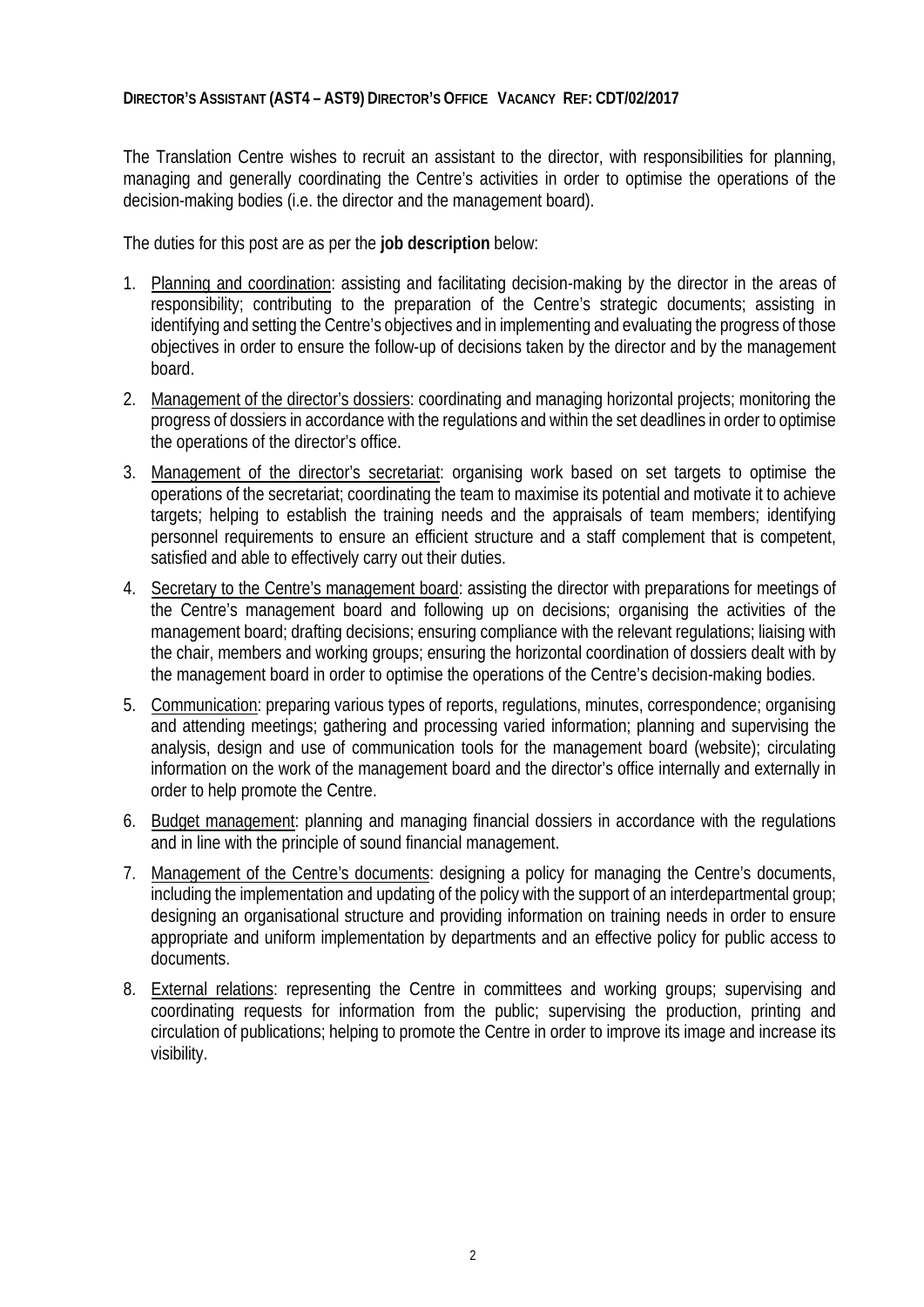**DIRECTOR'S ASSISTANT (AST4 – AST9) DIRECTOR'S OFFICE VACANCY REF: CDT/02/2017**

The Translation Centre wishes to recruit an assistant to the director, with responsibilities for planning, managing and generally coordinating the Centre's activities in order to optimise the operations of the decision-making bodies (i.e. the director and the management board).

The duties for this post are as per the **job description** below:

1. Planning and coordination: assisting and facilitating decision-making by the director in the areas of responsibility; contributing to the preparation of the Centre's strategic documents; assisting in identifying and setting the Centre's objectives and in implementing and evaluating the progress of those objectives in order to ensure the follow-up of decisions taken by the director and by the management board.
2. Management of the director's dossiers: coordinating and managing horizontal projects; monitoring the progress of dossiers in accordance with the regulations and within the set deadlines in order to optimise the operations of the director's office.
3. Management of the director's secretariat: organising work based on set targets to optimise the operations of the secretariat; coordinating the team to maximise its potential and motivate it to achieve targets; helping to establish the training needs and the appraisals of team members; identifying personnel requirements to ensure an efficient structure and a staff complement that is competent, satisfied and able to effectively carry out their duties.
4. Secretary to the Centre's management board: assisting the director with preparations for meetings of the Centre's management board and following up on decisions; organising the activities of the management board; drafting decisions; ensuring compliance with the relevant regulations; liaising with the chair, members and working groups; ensuring the horizontal coordination of dossiers dealt with by the management board in order to optimise the operations of the Centre's decision-making bodies.
5. Communication: preparing various types of reports, regulations, minutes, correspondence; organising and attending meetings; gathering and processing varied information; planning and supervising the analysis, design and use of communication tools for the management board (website); circulating information on the work of the management board and the director's office internally and externally in order to help promote the Centre.
6. Budget management: planning and managing financial dossiers in accordance with the regulations and in line with the principle of sound financial management.
7. Management of the Centre's documents: designing a policy for managing the Centre's documents, including the implementation and updating of the policy with the support of an interdepartmental group; designing an organisational structure and providing information on training needs in order to ensure appropriate and uniform implementation by departments and an effective policy for public access to documents.
8. External relations: representing the Centre in committees and working groups; supervising and coordinating requests for information from the public; supervising the production, printing and circulation of publications; helping to promote the Centre in order to improve its image and increase its visibility.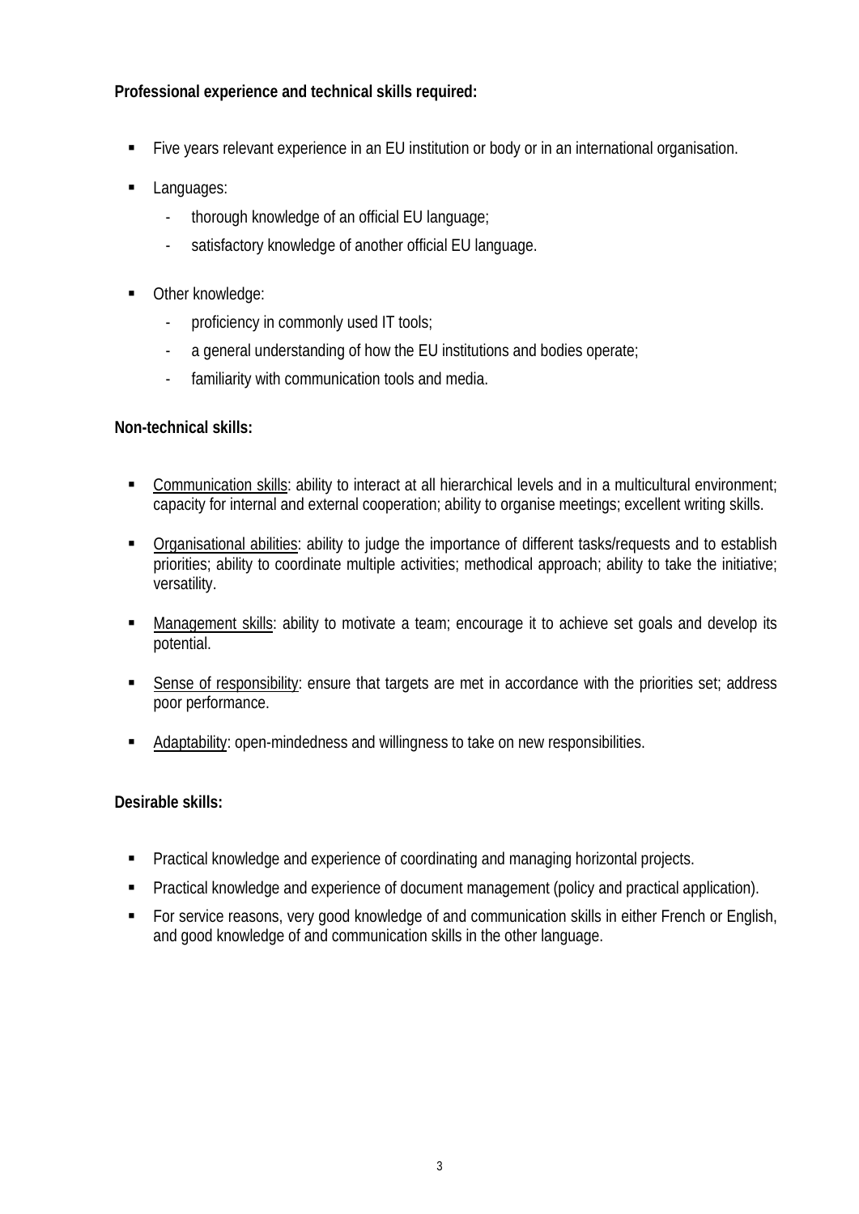**Professional experience and technical skills required:**

- Five years relevant experience in an EU institution or body or in an international organisation.
- Languages:
  - thorough knowledge of an official EU language;
  - satisfactory knowledge of another official EU language.
- Other knowledge:
  - proficiency in commonly used IT tools;
  - a general understanding of how the EU institutions and bodies operate;
  - familiarity with communication tools and media.

**Non-technical skills:**

- <u>Communication skills</u>: ability to interact at all hierarchical levels and in a multicultural environment; capacity for internal and external cooperation; ability to organise meetings; excellent writing skills.
- <u>Organisational abilities</u>: ability to judge the importance of different tasks/requests and to establish priorities; ability to coordinate multiple activities; methodical approach; ability to take the initiative; versatility.
- <u>Management skills</u>: ability to motivate a team; encourage it to achieve set goals and develop its potential.
- <u>Sense of responsibility</u>: ensure that targets are met in accordance with the priorities set; address poor performance.
- <u>Adaptability</u>: open-mindedness and willingness to take on new responsibilities.

**Desirable skills:**

- Practical knowledge and experience of coordinating and managing horizontal projects.
- Practical knowledge and experience of document management (policy and practical application).
- For service reasons, very good knowledge of and communication skills in either French or English, and good knowledge of and communication skills in the other language.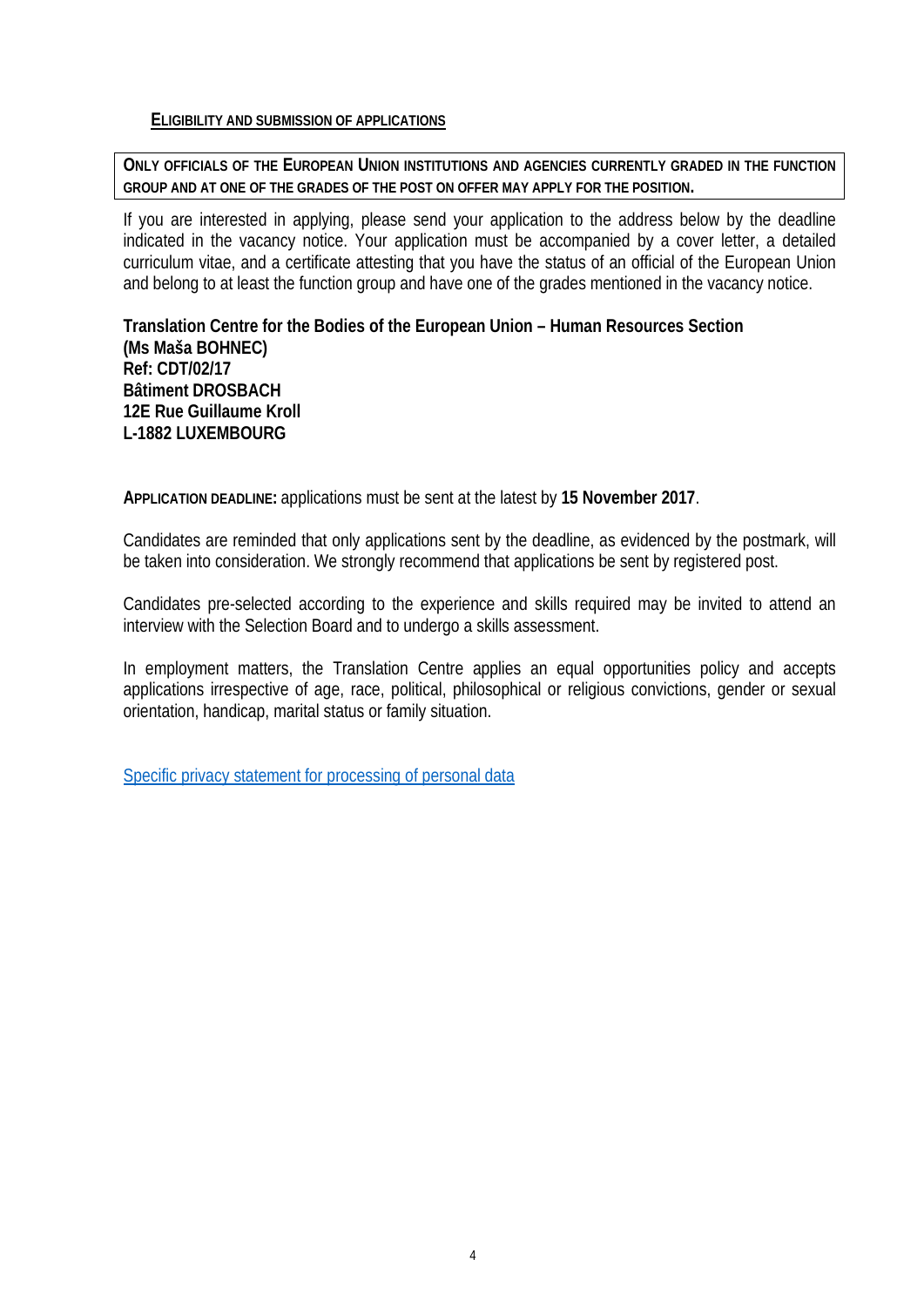## ELIGIBILITY AND SUBMISSION OF APPLICATIONS

**ONLY OFFICIALS OF THE EUROPEAN UNION INSTITUTIONS AND AGENCIES CURRENTLY GRADED IN THE FUNCTION GROUP AND AT ONE OF THE GRADES OF THE POST ON OFFER MAY APPLY FOR THE POSITION.**

If you are interested in applying, please send your application to the address below by the deadline indicated in the vacancy notice. Your application must be accompanied by a cover letter, a detailed curriculum vitae, and a certificate attesting that you have the status of an official of the European Union and belong to at least the function group and have one of the grades mentioned in the vacancy notice.

**Translation Centre for the Bodies of the European Union – Human Resources Section**
**(Ms Maša BOHNEC)**
**Ref: CDT/02/17**
**Bâtiment DROSBACH**
**12E Rue Guillaume Kroll**
**L-1882 LUXEMBOURG**

**APPLICATION DEADLINE:** applications must be sent at the latest by **15 November 2017**.

Candidates are reminded that only applications sent by the deadline, as evidenced by the postmark, will be taken into consideration. We strongly recommend that applications be sent by registered post.

Candidates pre-selected according to the experience and skills required may be invited to attend an interview with the Selection Board and to undergo a skills assessment.

In employment matters, the Translation Centre applies an equal opportunities policy and accepts applications irrespective of age, race, political, philosophical or religious convictions, gender or sexual orientation, handicap, marital status or family situation.

Specific privacy statement for processing of personal data